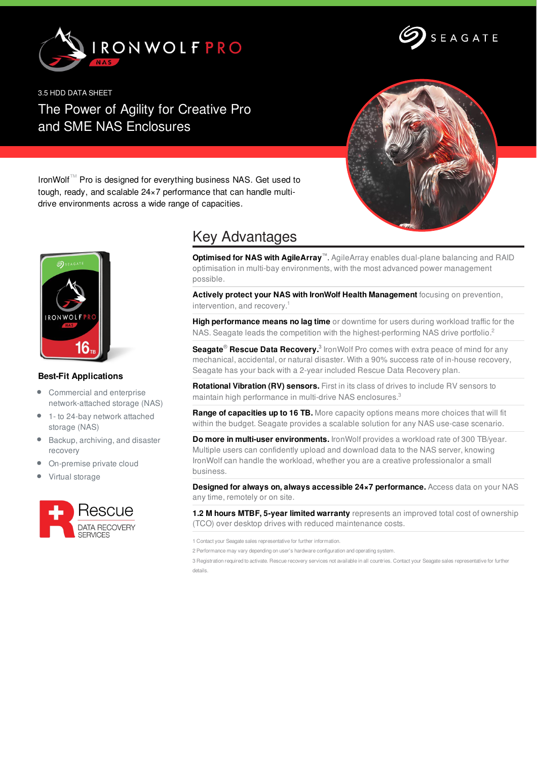3.5 HDD DATA SHEET

# The Power of Agility for Creative Pro and SME NAS Enclosures

IronWolf™ Pro is designed for everything business NAS. Get used to tough, ready, and scalable 24×7 performance that can handle multi-drive environments across a wide range of capacities.

### Best-Fit Applications

- Commercial and enterprise network-attached storage (NAS)
- 1- to 24-bay network attached storage (NAS)
- Backup, archiving, and disaster recovery
- On-premise private cloud
- Virtual storage

Rescue DATA RECOVERY SERVICES

## Key Advantages

**Optimised for NAS with AgileArray**™. AgileArray enables dual-plane balancing and RAID optimisation in multi-bay environments, with the most advanced power management possible.

**Actively protect your NAS with IronWolf Health Management** focusing on prevention, intervention, and recovery.[1]

**High performance means no lag time** or downtime for users during workload traffic for the NAS. Seagate leads the competition with the highest-performing NAS drive portfolio.[2]

**Seagate® Rescue Data Recovery.**[3] IronWolf Pro comes with extra peace of mind for any mechanical, accidental, or natural disaster. With a 90% success rate of in-house recovery, Seagate has your back with a 2-year included Rescue Data Recovery plan.

**Rotational Vibration (RV) sensors.** First in its class of drives to include RV sensors to maintain high performance in multi-drive NAS enclosures.[3]

**Range of capacities up to 16 TB.** More capacity options means more choices that will fit within the budget. Seagate provides a scalable solution for any NAS use-case scenario.

**Do more in multi-user environments.** IronWolf provides a workload rate of 300 TB/year. Multiple users can confidently upload and download data to the NAS server, knowing IronWolf can handle the workload, whether you are a creative professionalor a small business.

**Designed for always on, always accessible 24×7 performance.** Access data on your NAS any time, remotely or on site.

**1.2 M hours MTBF, 5-year limited warranty** represents an improved total cost of ownership (TCO) over desktop drives with reduced maintenance costs.

1 Contact your Seagate sales representative for further information.

2 Performance may vary depending on user's hardware configuration and operating system.

3 Registration required to activate. Rescue recovery services not available in all countries. Contact your Seagate sales representative for further details.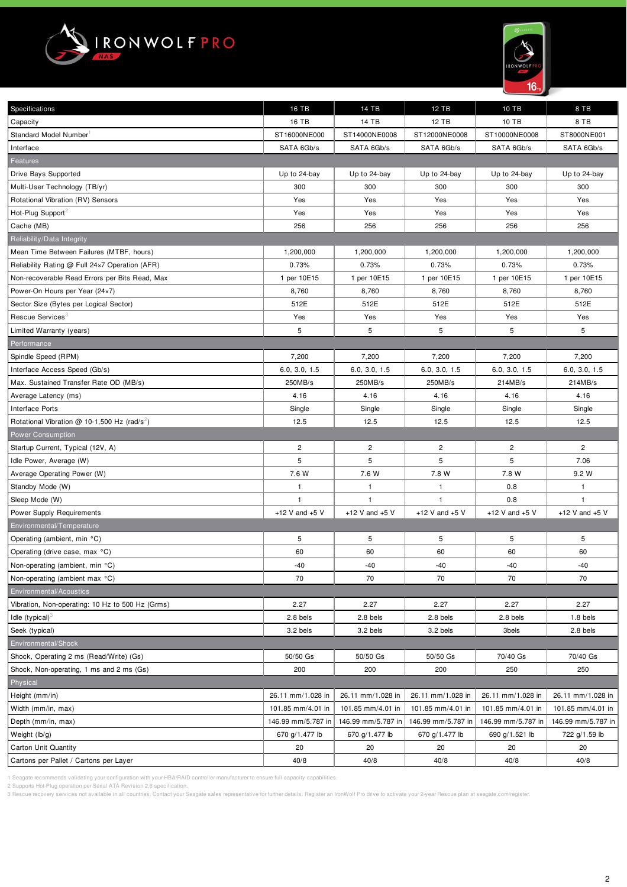# IRONWOLF PRO NAS

| Specifications | 16 TB | 14 TB | 12 TB | 10 TB | 8 TB |
|---|---|---|---|---|---|
| Capacity | 16 TB | 14 TB | 12 TB | 10 TB | 8 TB |
| Standard Model Number[1] | ST16000NE000 | ST14000NE0008 | ST12000NE0008 | ST10000NE0008 | ST8000NE001 |
| Interface | SATA 6Gb/s | SATA 6Gb/s | SATA 6Gb/s | SATA 6Gb/s | SATA 6Gb/s |
| **Features** | | | | | |
| Drive Bays Supported | Up to 24-bay | Up to 24-bay | Up to 24-bay | Up to 24-bay | Up to 24-bay |
| Multi-User Technology (TB/yr) | 300 | 300 | 300 | 300 | 300 |
| Rotational Vibration (RV) Sensors | Yes | Yes | Yes | Yes | Yes |
| Hot-Plug Support[2] | Yes | Yes | Yes | Yes | Yes |
| Cache (MB) | 256 | 256 | 256 | 256 | 256 |
| **Reliability/Data Integrity** | | | | | |
| Mean Time Between Failures (MTBF, hours) | 1,200,000 | 1,200,000 | 1,200,000 | 1,200,000 | 1,200,000 |
| Reliability Rating @ Full 24×7 Operation (AFR) | 0.73% | 0.73% | 0.73% | 0.73% | 0.73% |
| Non-recoverable Read Errors per Bits Read, Max | 1 per 10E15 | 1 per 10E15 | 1 per 10E15 | 1 per 10E15 | 1 per 10E15 |
| Power-On Hours per Year (24×7) | 8,760 | 8,760 | 8,760 | 8,760 | 8,760 |
| Sector Size (Bytes per Logical Sector) | 512E | 512E | 512E | 512E | 512E |
| Rescue Services[3] | Yes | Yes | Yes | Yes | Yes |
| Limited Warranty (years) | 5 | 5 | 5 | 5 | 5 |
| **Performance** | | | | | |
| Spindle Speed (RPM) | 7,200 | 7,200 | 7,200 | 7,200 | 7,200 |
| Interface Access Speed (Gb/s) | 6.0, 3.0, 1.5 | 6.0, 3.0, 1.5 | 6.0, 3.0, 1.5 | 6.0, 3.0, 1.5 | 6.0, 3.0, 1.5 |
| Max. Sustained Transfer Rate OD (MB/s) | 250MB/s | 250MB/s | 250MB/s | 214MB/s | 214MB/s |
| Average Latency (ms) | 4.16 | 4.16 | 4.16 | 4.16 | 4.16 |
| Interface Ports | Single | Single | Single | Single | Single |
| Rotational Vibration @ 10-1,500 Hz (rad/s$^2$) | 12.5 | 12.5 | 12.5 | 12.5 | 12.5 |
| **Power Consumption** | | | | | |
| Startup Current, Typical (12V, A) | 2 | 2 | 2 | 2 | 2 |
| Idle Power, Average (W) | 5 | 5 | 5 | 5 | 7.06 |
| Average Operating Power (W) | 7.6 W | 7.6 W | 7.8 W | 7.8 W | 9.2 W |
| Standby Mode (W) | 1 | 1 | 1 | 0.8 | 1 |
| Sleep Mode (W) | 1 | 1 | 1 | 0.8 | 1 |
| Power Supply Requirements | +12 V and +5 V | +12 V and +5 V | +12 V and +5 V | +12 V and +5 V | +12 V and +5 V |
| **Environmental/Temperature** | | | | | |
| Operating (ambient, min °C) | 5 | 5 | 5 | 5 | 5 |
| Operating (drive case, max °C) | 60 | 60 | 60 | 60 | 60 |
| Non-operating (ambient, min °C) | -40 | -40 | -40 | -40 | -40 |
| Non-operating (ambient max °C) | 70 | 70 | 70 | 70 | 70 |
| **Environmental/Acoustics** | | | | | |
| Vibration, Non-operating: 10 Hz to 500 Hz (Grms) | 2.27 | 2.27 | 2.27 | 2.27 | 2.27 |
| Idle (typical)[3] | 2.8 bels | 2.8 bels | 2.8 bels | 2.8 bels | 1.8 bels |
| Seek (typical) | 3.2 bels | 3.2 bels | 3.2 bels | 3bels | 2.8 bels |
| **Environmental/Shock** | | | | | |
| Shock, Operating 2 ms (Read/Write) (Gs) | 50/50 Gs | 50/50 Gs | 50/50 Gs | 70/40 Gs | 70/40 Gs |
| Shock, Non-operating, 1 ms and 2 ms (Gs) | 200 | 200 | 200 | 250 | 250 |
| **Physical** | | | | | |
| Height (mm/in) | 26.11 mm/1.028 in | 26.11 mm/1.028 in | 26.11 mm/1.028 in | 26.11 mm/1.028 in | 26.11 mm/1.028 in |
| Width (mm/in, max) | 101.85 mm/4.01 in | 101.85 mm/4.01 in | 101.85 mm/4.01 in | 101.85 mm/4.01 in | 101.85 mm/4.01 in |
| Depth (mm/in, max) | 146.99 mm/5.787 in | 146.99 mm/5.787 in | 146.99 mm/5.787 in | 146.99 mm/5.787 in | 146.99 mm/5.787 in |
| Weight (lb/g) | 670 g/1.477 lb | 670 g/1.477 lb | 670 g/1.477 lb | 690 g/1.521 lb | 722 g/1.59 lb |
| Carton Unit Quantity | 20 | 20 | 20 | 20 | 20 |
| Cartons per Pallet / Cartons per Layer | 40/8 | 40/8 | 40/8 | 40/8 | 40/8 |

1 Seagate recommends validating your configuration with your HBA/RAID controller manufacturer to ensure full capacity capabilities.
2 Supports Hot-Plug operation per Serial ATA Revision 2.6 specification.
3 Rescue recovery services not available in all countries. Contact your Seagate sales representative for further details. Register an IronWolf Pro drive to activate your 2-year Rescue plan at seagate.com/register.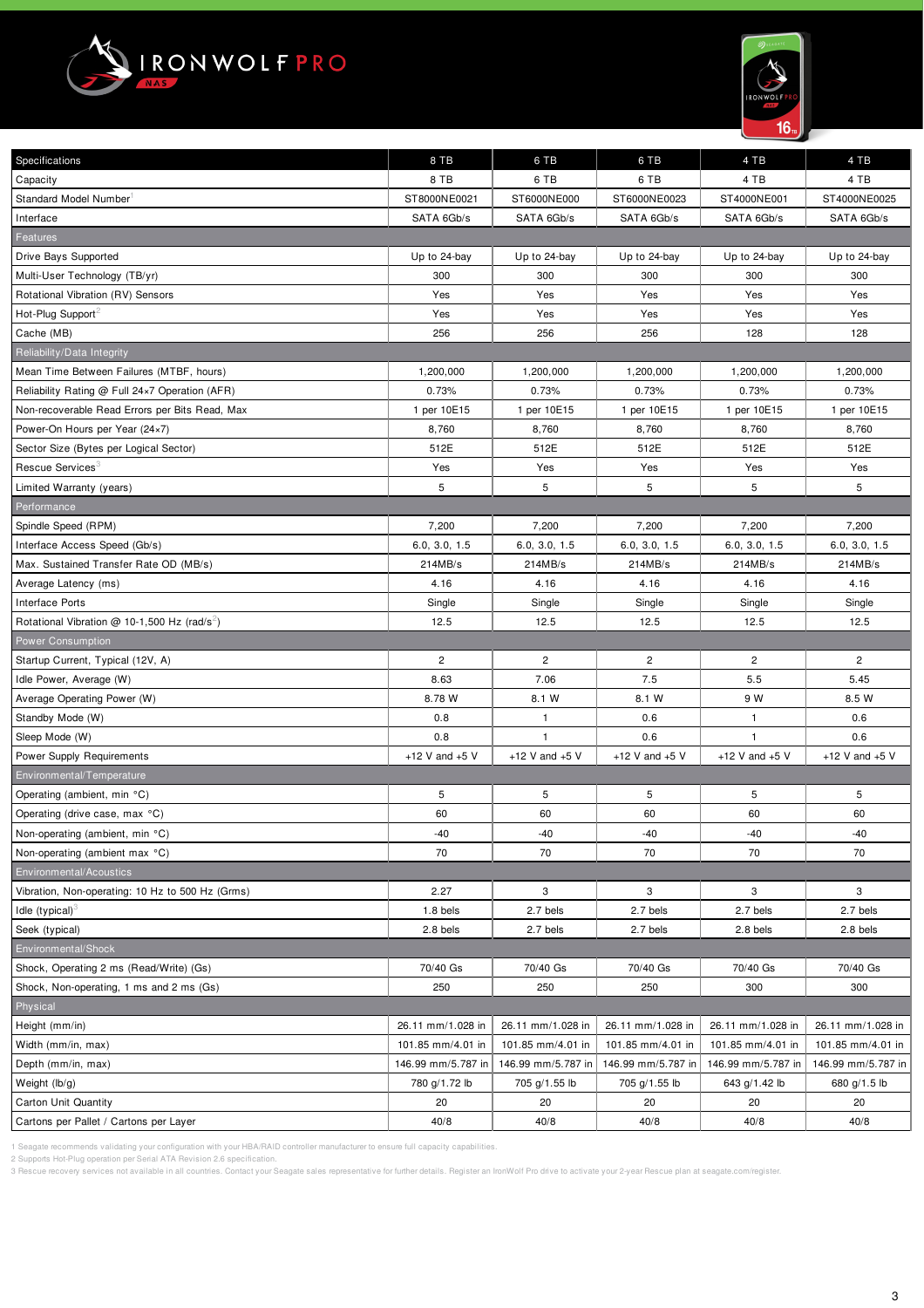# IRONWOLF PRO NAS

| Specifications | 8 TB | 6 TB | 6 TB | 4 TB | 4 TB |
|---|---|---|---|---|---|
| Capacity | 8 TB | 6 TB | 6 TB | 4 TB | 4 TB |
| Standard Model Number[1] | ST8000NE0021 | ST6000NE000 | ST6000NE0023 | ST4000NE001 | ST4000NE0025 |
| Interface | SATA 6Gb/s | SATA 6Gb/s | SATA 6Gb/s | SATA 6Gb/s | SATA 6Gb/s |
| **Features** | | | | | |
| Drive Bays Supported | Up to 24-bay | Up to 24-bay | Up to 24-bay | Up to 24-bay | Up to 24-bay |
| Multi-User Technology (TB/yr) | 300 | 300 | 300 | 300 | 300 |
| Rotational Vibration (RV) Sensors | Yes | Yes | Yes | Yes | Yes |
| Hot-Plug Support[2] | Yes | Yes | Yes | Yes | Yes |
| Cache (MB) | 256 | 256 | 256 | 128 | 128 |
| **Reliability/Data Integrity** | | | | | |
| Mean Time Between Failures (MTBF, hours) | 1,200,000 | 1,200,000 | 1,200,000 | 1,200,000 | 1,200,000 |
| Reliability Rating @ Full 24×7 Operation (AFR) | 0.73% | 0.73% | 0.73% | 0.73% | 0.73% |
| Non-recoverable Read Errors per Bits Read, Max | 1 per 10E15 | 1 per 10E15 | 1 per 10E15 | 1 per 10E15 | 1 per 10E15 |
| Power-On Hours per Year (24×7) | 8,760 | 8,760 | 8,760 | 8,760 | 8,760 |
| Sector Size (Bytes per Logical Sector) | 512E | 512E | 512E | 512E | 512E |
| Rescue Services[3] | Yes | Yes | Yes | Yes | Yes |
| Limited Warranty (years) | 5 | 5 | 5 | 5 | 5 |
| **Performance** | | | | | |
| Spindle Speed (RPM) | 7,200 | 7,200 | 7,200 | 7,200 | 7,200 |
| Interface Access Speed (Gb/s) | 6.0, 3.0, 1.5 | 6.0, 3.0, 1.5 | 6.0, 3.0, 1.5 | 6.0, 3.0, 1.5 | 6.0, 3.0, 1.5 |
| Max. Sustained Transfer Rate OD (MB/s) | 214MB/s | 214MB/s | 214MB/s | 214MB/s | 214MB/s |
| Average Latency (ms) | 4.16 | 4.16 | 4.16 | 4.16 | 4.16 |
| Interface Ports | Single | Single | Single | Single | Single |
| Rotational Vibration @ 10-1,500 Hz (rad/s$^2$) | 12.5 | 12.5 | 12.5 | 12.5 | 12.5 |
| **Power Consumption** | | | | | |
| Startup Current, Typical (12V, A) | 2 | 2 | 2 | 2 | 2 |
| Idle Power, Average (W) | 8.63 | 7.06 | 7.5 | 5.5 | 5.45 |
| Average Operating Power (W) | 8.78 W | 8.1 W | 8.1 W | 9 W | 8.5 W |
| Standby Mode (W) | 0.8 | 1 | 0.6 | 1 | 0.6 |
| Sleep Mode (W) | 0.8 | 1 | 0.6 | 1 | 0.6 |
| Power Supply Requirements | +12 V and +5 V | +12 V and +5 V | +12 V and +5 V | +12 V and +5 V | +12 V and +5 V |
| **Environmental/Temperature** | | | | | |
| Operating (ambient, min °C) | 5 | 5 | 5 | 5 | 5 |
| Operating (drive case, max °C) | 60 | 60 | 60 | 60 | 60 |
| Non-operating (ambient, min °C) | -40 | -40 | -40 | -40 | -40 |
| Non-operating (ambient max °C) | 70 | 70 | 70 | 70 | 70 |
| **Environmental/Acoustics** | | | | | |
| Vibration, Non-operating: 10 Hz to 500 Hz (Grms) | 2.27 | 3 | 3 | 3 | 3 |
| Idle (typical)[3] | 1.8 bels | 2.7 bels | 2.7 bels | 2.7 bels | 2.7 bels |
| Seek (typical) | 2.8 bels | 2.7 bels | 2.7 bels | 2.8 bels | 2.8 bels |
| **Environmental/Shock** | | | | | |
| Shock, Operating 2 ms (Read/Write) (Gs) | 70/40 Gs | 70/40 Gs | 70/40 Gs | 70/40 Gs | 70/40 Gs |
| Shock, Non-operating, 1 ms and 2 ms (Gs) | 250 | 250 | 250 | 300 | 300 |
| **Physical** | | | | | |
| Height (mm/in) | 26.11 mm/1.028 in | 26.11 mm/1.028 in | 26.11 mm/1.028 in | 26.11 mm/1.028 in | 26.11 mm/1.028 in |
| Width (mm/in, max) | 101.85 mm/4.01 in | 101.85 mm/4.01 in | 101.85 mm/4.01 in | 101.85 mm/4.01 in | 101.85 mm/4.01 in |
| Depth (mm/in, max) | 146.99 mm/5.787 in | 146.99 mm/5.787 in | 146.99 mm/5.787 in | 146.99 mm/5.787 in | 146.99 mm/5.787 in |
| Weight (lb/g) | 780 g/1.72 lb | 705 g/1.55 lb | 705 g/1.55 lb | 643 g/1.42 lb | 680 g/1.5 lb |
| Carton Unit Quantity | 20 | 20 | 20 | 20 | 20 |
| Cartons per Pallet / Cartons per Layer | 40/8 | 40/8 | 40/8 | 40/8 | 40/8 |

1 Seagate recommends validating your configuration with your HBA/RAID controller manufacturer to ensure full capacity capabilities.
2 Supports Hot-Plug operation per Serial ATA Revision 2.6 specification.
3 Rescue recovery services not available in all countries. Contact your Seagate sales representative for further details. Register an IronWolf Pro drive to activate your 2-year Rescue plan at seagate.com/register.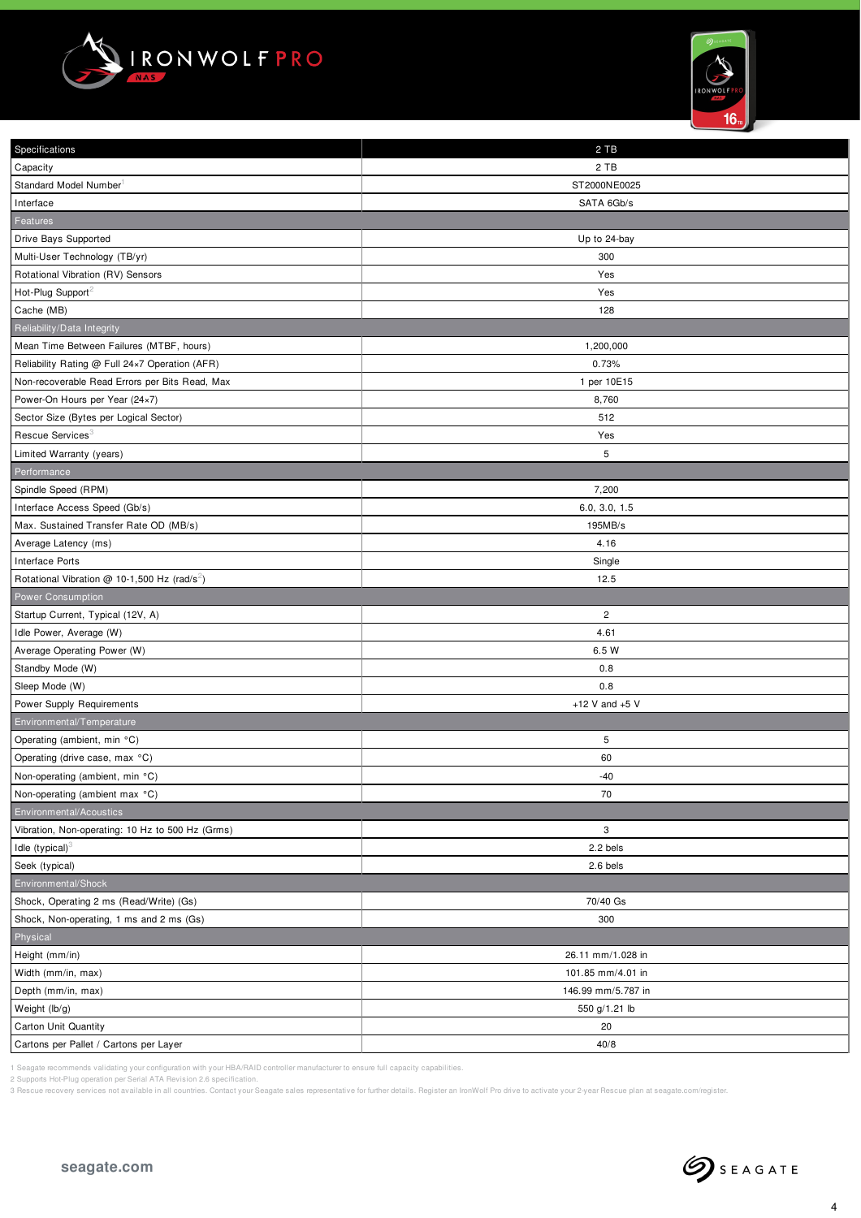# IRONWOLF PRO NAS

| Specifications | 2 TB |
|---|---|
| Capacity | 2 TB |
| Standard Model Number[1] | ST2000NE0025 |
| Interface | SATA 6Gb/s |
| **Features** | |
| Drive Bays Supported | Up to 24-bay |
| Multi-User Technology (TB/yr) | 300 |
| Rotational Vibration (RV) Sensors | Yes |
| Hot-Plug Support[2] | Yes |
| Cache (MB) | 128 |
| **Reliability/Data Integrity** | |
| Mean Time Between Failures (MTBF, hours) | 1,200,000 |
| Reliability Rating @ Full 24×7 Operation (AFR) | 0.73% |
| Non-recoverable Read Errors per Bits Read, Max | 1 per 10E15 |
| Power-On Hours per Year (24×7) | 8,760 |
| Sector Size (Bytes per Logical Sector) | 512 |
| Rescue Services[3] | Yes |
| Limited Warranty (years) | 5 |
| **Performance** | |
| Spindle Speed (RPM) | 7,200 |
| Interface Access Speed (Gb/s) | 6.0, 3.0, 1.5 |
| Max. Sustained Transfer Rate OD (MB/s) | 195MB/s |
| Average Latency (ms) | 4.16 |
| Interface Ports | Single |
| Rotational Vibration @ 10-1,500 Hz (rad/$s^2$) | 12.5 |
| **Power Consumption** | |
| Startup Current, Typical (12V, A) | 2 |
| Idle Power, Average (W) | 4.61 |
| Average Operating Power (W) | 6.5 W |
| Standby Mode (W) | 0.8 |
| Sleep Mode (W) | 0.8 |
| Power Supply Requirements | +12 V and +5 V |
| **Environmental/Temperature** | |
| Operating (ambient, min °C) | 5 |
| Operating (drive case, max °C) | 60 |
| Non-operating (ambient, min °C) | -40 |
| Non-operating (ambient max °C) | 70 |
| **Environmental/Acoustics** | |
| Vibration, Non-operating: 10 Hz to 500 Hz (Grms) | 3 |
| Idle (typical)[3] | 2.2 bels |
| Seek (typical) | 2.6 bels |
| **Environmental/Shock** | |
| Shock, Operating 2 ms (Read/Write) (Gs) | 70/40 Gs |
| Shock, Non-operating, 1 ms and 2 ms (Gs) | 300 |
| **Physical** | |
| Height (mm/in) | 26.11 mm/1.028 in |
| Width (mm/in, max) | 101.85 mm/4.01 in |
| Depth (mm/in, max) | 146.99 mm/5.787 in |
| Weight (lb/g) | 550 g/1.21 lb |
| Carton Unit Quantity | 20 |
| Cartons per Pallet / Cartons per Layer | 40/8 |

1 Seagate recommends validating your configuration with your HBA/RAID controller manufacturer to ensure full capacity capabilities.
2 Supports Hot-Plug operation per Serial ATA Revision 2.6 specification.
3 Rescue recovery services not available in all countries. Contact your Seagate sales representative for further details. Register an IronWolf Pro drive to activate your 2-year Rescue plan at seagate.com/register.

seagate.com

SEAGATE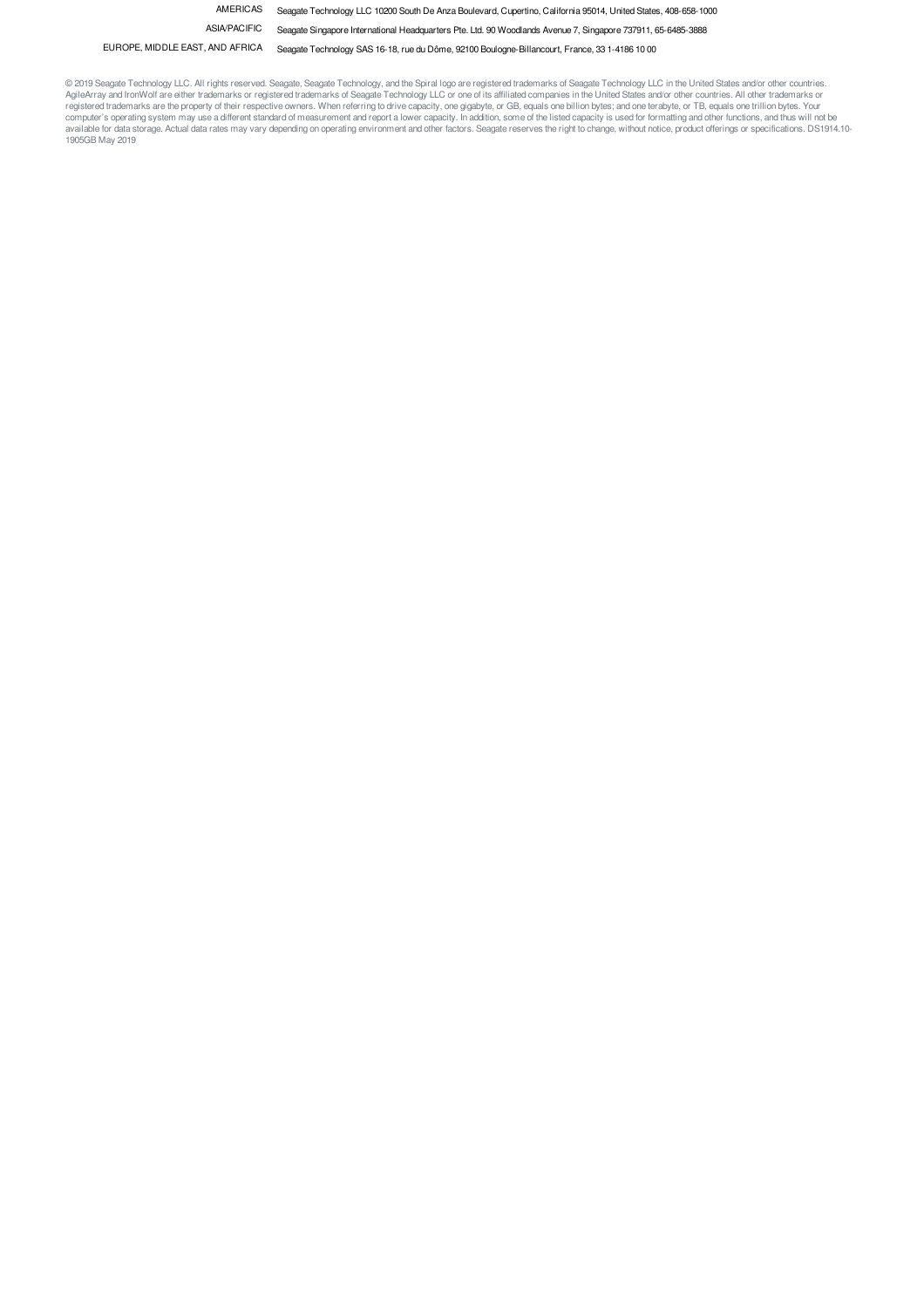| | |
|---|---|
| AMERICAS | Seagate Technology LLC 10200 South De Anza Boulevard, Cupertino, California 95014, United States, 408-658-1000 |
| ASIA/PACIFIC | Seagate Singapore International Headquarters Pte. Ltd. 90 Woodlands Avenue 7, Singapore 737911, 65-6485-3888 |
| EUROPE, MIDDLE EAST, AND AFRICA | Seagate Technology SAS 16-18, rue du Dôme, 92100 Boulogne-Billancourt, France, 33 1-4186 10 00 |

© 2019 Seagate Technology LLC. All rights reserved. Seagate, Seagate Technology, and the Spiral logo are registered trademarks of Seagate Technology LLC in the United States and/or other countries. AgileArray and IronWolf are either trademarks or registered trademarks of Seagate Technology LLC or one of its affiliated companies in the United States and/or other countries. All other trademarks or registered trademarks are the property of their respective owners. When referring to drive capacity, one gigabyte, or GB, equals one billion bytes; and one terabyte, or TB, equals one trillion bytes. Your computer's operating system may use a different standard of measurement and report a lower capacity. In addition, some of the listed capacity is used for formatting and other functions, and thus will not be available for data storage. Actual data rates may vary depending on operating environment and other factors. Seagate reserves the right to change, without notice, product offerings or specifications. DS1914.10-1905GB May 2019